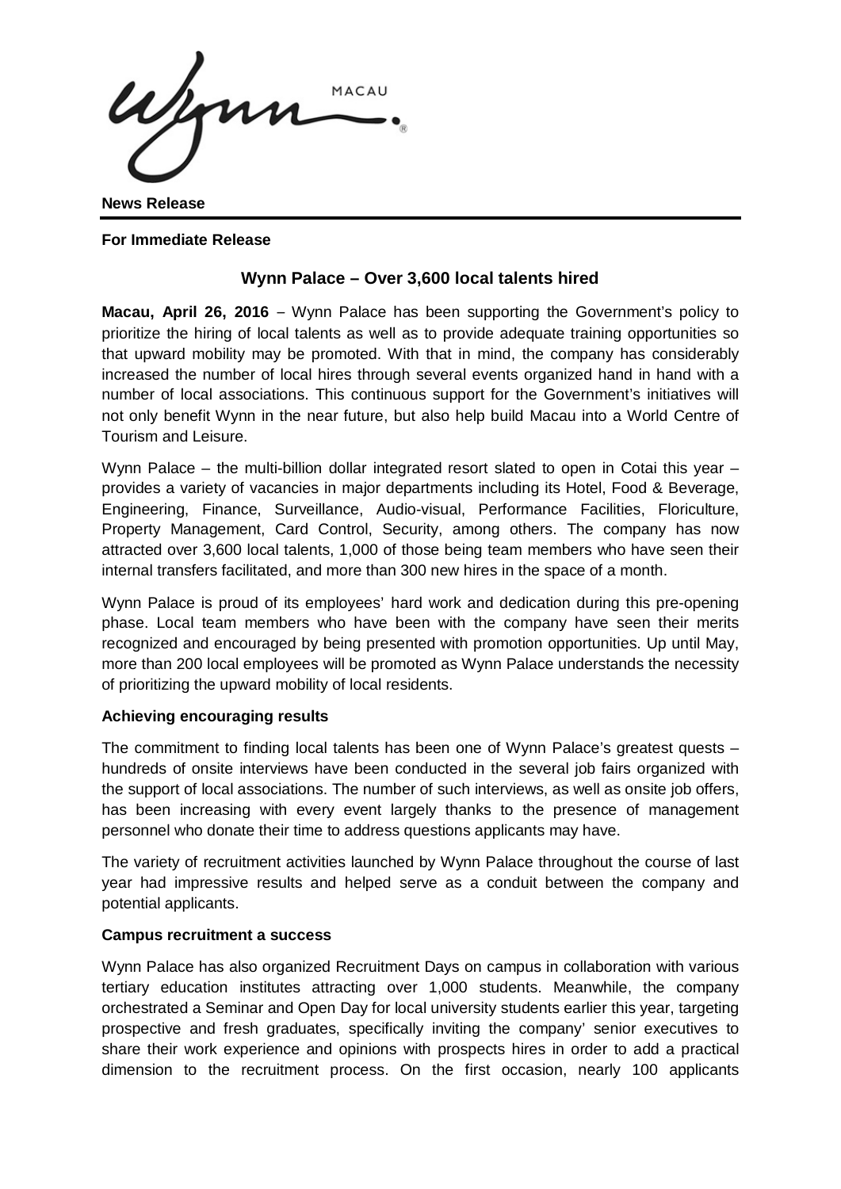Wynn MACAU

**News Release**

**For Immediate Release**

## Wynn Palace – Over 3,600 local talents hired

**Macau, April 26, 2016** – Wynn Palace has been supporting the Government's policy to prioritize the hiring of local talents as well as to provide adequate training opportunities so that upward mobility may be promoted. With that in mind, the company has considerably increased the number of local hires through several events organized hand in hand with a number of local associations. This continuous support for the Government's initiatives will not only benefit Wynn in the near future, but also help build Macau into a World Centre of Tourism and Leisure.

Wynn Palace – the multi-billion dollar integrated resort slated to open in Cotai this year – provides a variety of vacancies in major departments including its Hotel, Food & Beverage, Engineering, Finance, Surveillance, Audio-visual, Performance Facilities, Floriculture, Property Management, Card Control, Security, among others. The company has now attracted over 3,600 local talents, 1,000 of those being team members who have seen their internal transfers facilitated, and more than 300 new hires in the space of a month.

Wynn Palace is proud of its employees' hard work and dedication during this pre-opening phase. Local team members who have been with the company have seen their merits recognized and encouraged by being presented with promotion opportunities. Up until May, more than 200 local employees will be promoted as Wynn Palace understands the necessity of prioritizing the upward mobility of local residents.

### Achieving encouraging results

The commitment to finding local talents has been one of Wynn Palace's greatest quests – hundreds of onsite interviews have been conducted in the several job fairs organized with the support of local associations. The number of such interviews, as well as onsite job offers, has been increasing with every event largely thanks to the presence of management personnel who donate their time to address questions applicants may have.

The variety of recruitment activities launched by Wynn Palace throughout the course of last year had impressive results and helped serve as a conduit between the company and potential applicants.

### Campus recruitment a success

Wynn Palace has also organized Recruitment Days on campus in collaboration with various tertiary education institutes attracting over 1,000 students. Meanwhile, the company orchestrated a Seminar and Open Day for local university students earlier this year, targeting prospective and fresh graduates, specifically inviting the company' senior executives to share their work experience and opinions with prospects hires in order to add a practical dimension to the recruitment process. On the first occasion, nearly 100 applicants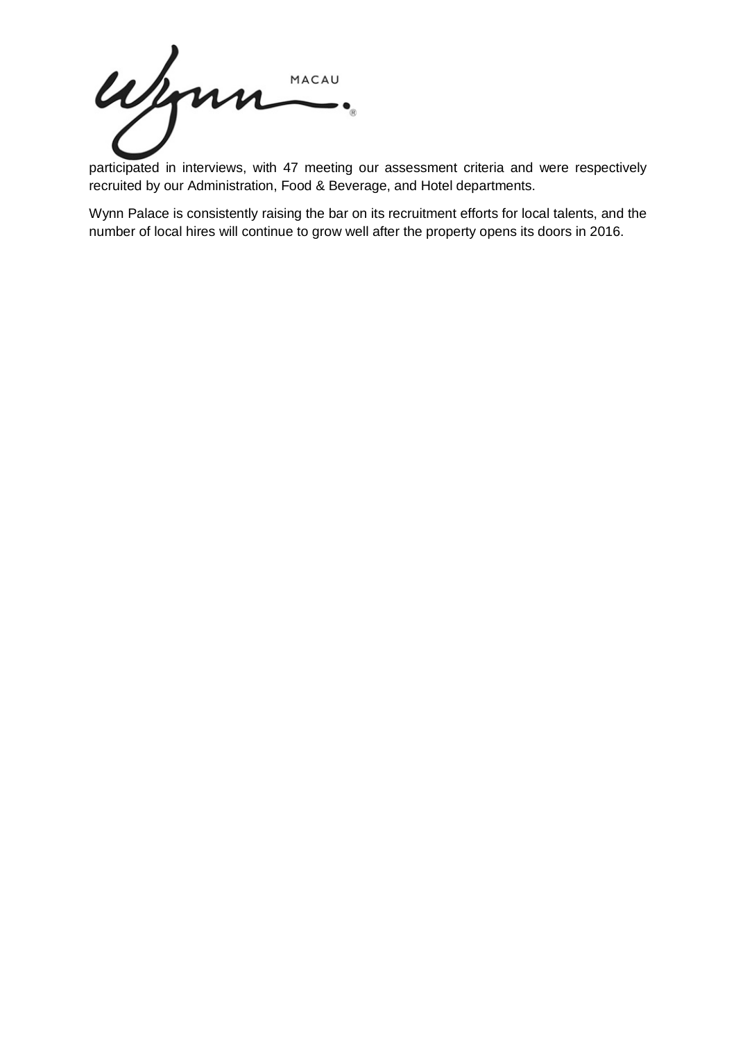participated in interviews, with 47 meeting our assessment criteria and were respectively recruited by our Administration, Food & Beverage, and Hotel departments.

Wynn Palace is consistently raising the bar on its recruitment efforts for local talents, and the number of local hires will continue to grow well after the property opens its doors in 2016.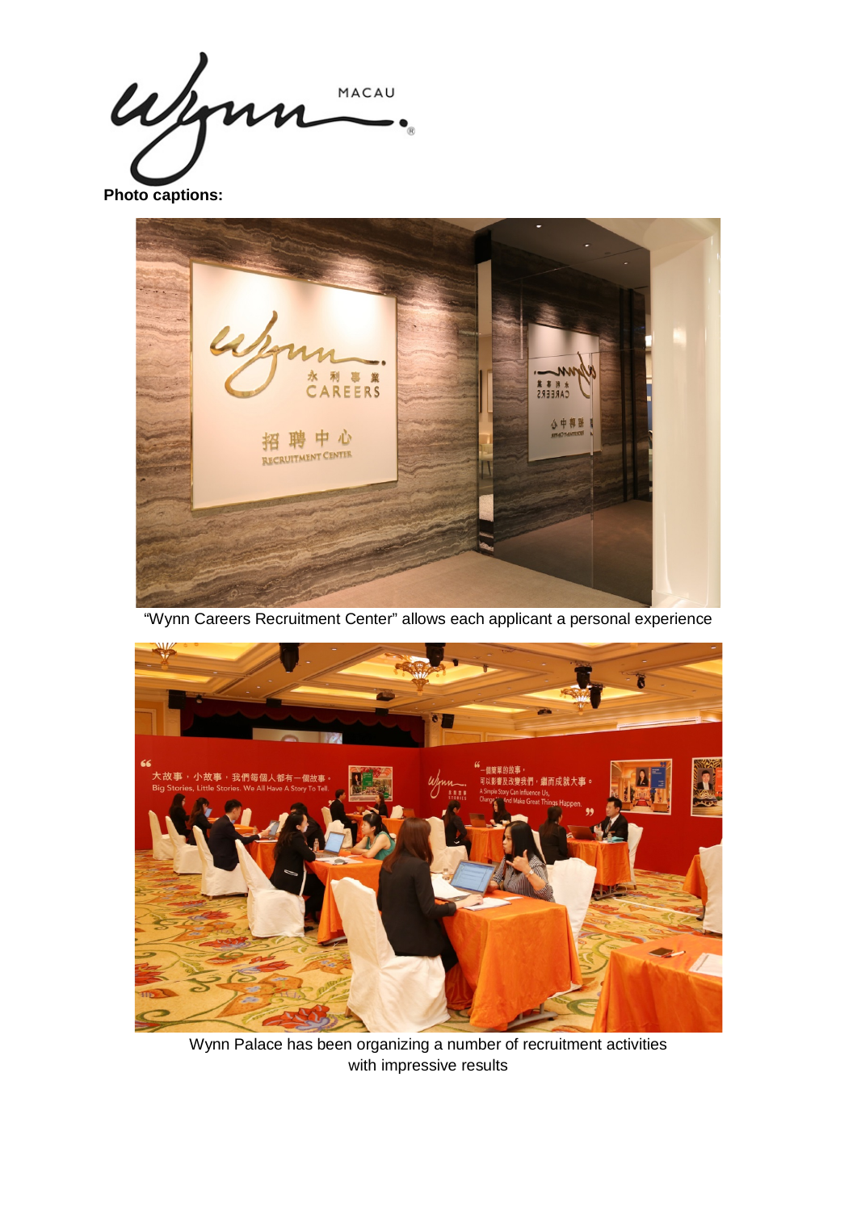**Photo captions:**

"Wynn Careers Recruitment Center" allows each applicant a personal experience

Wynn Palace has been organizing a number of recruitment activities with impressive results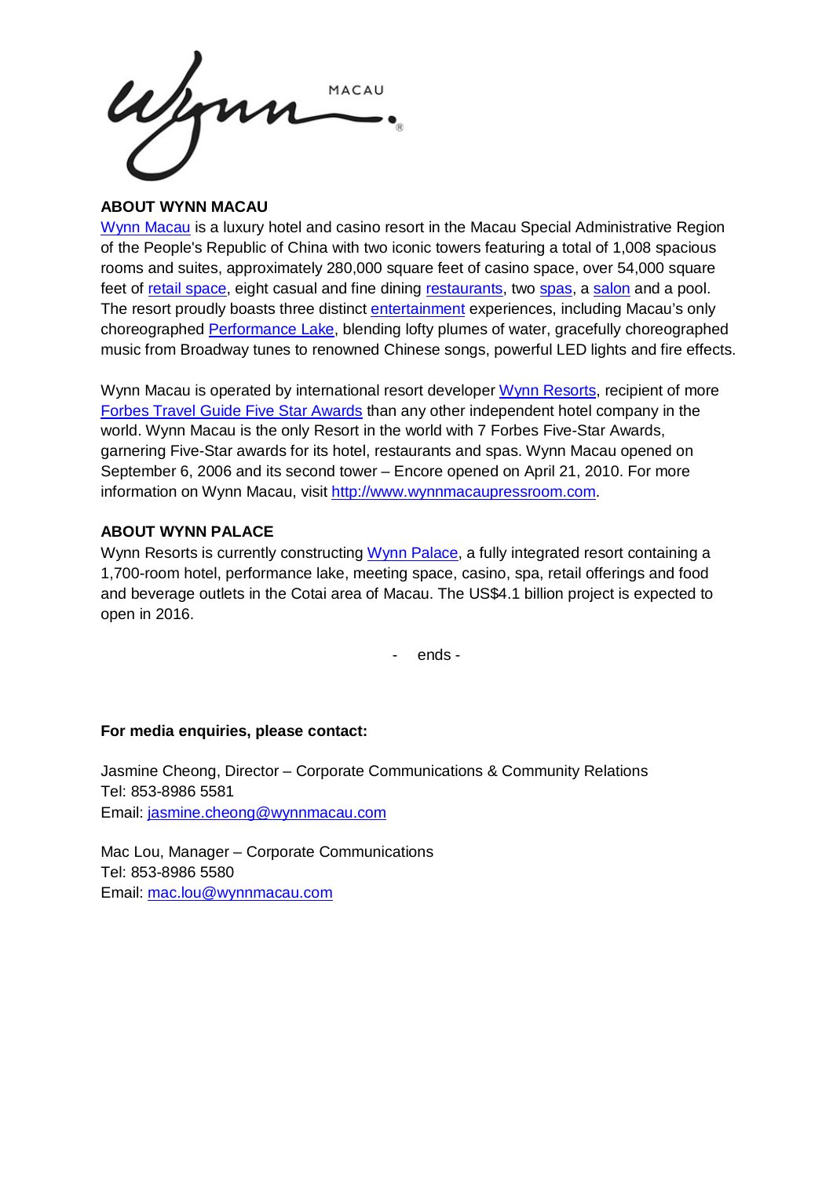## ABOUT WYNN MACAU

Wynn Macau is a luxury hotel and casino resort in the Macau Special Administrative Region of the People's Republic of China with two iconic towers featuring a total of 1,008 spacious rooms and suites, approximately 280,000 square feet of casino space, over 54,000 square feet of retail space, eight casual and fine dining restaurants, two spas, a salon and a pool. The resort proudly boasts three distinct entertainment experiences, including Macau's only choreographed Performance Lake, blending lofty plumes of water, gracefully choreographed music from Broadway tunes to renowned Chinese songs, powerful LED lights and fire effects.

Wynn Macau is operated by international resort developer Wynn Resorts, recipient of more Forbes Travel Guide Five Star Awards than any other independent hotel company in the world. Wynn Macau is the only Resort in the world with 7 Forbes Five-Star Awards, garnering Five-Star awards for its hotel, restaurants and spas. Wynn Macau opened on September 6, 2006 and its second tower – Encore opened on April 21, 2010. For more information on Wynn Macau, visit http://www.wynnmacaupressroom.com.

## ABOUT WYNN PALACE

Wynn Resorts is currently constructing Wynn Palace, a fully integrated resort containing a 1,700-room hotel, performance lake, meeting space, casino, spa, retail offerings and food and beverage outlets in the Cotai area of Macau. The US$4.1 billion project is expected to open in 2016.

- ends -

**For media enquiries, please contact:**

Jasmine Cheong, Director – Corporate Communications & Community Relations
Tel: 853-8986 5581
Email: jasmine.cheong@wynnmacau.com

Mac Lou, Manager – Corporate Communications
Tel: 853-8986 5580
Email: mac.lou@wynnmacau.com